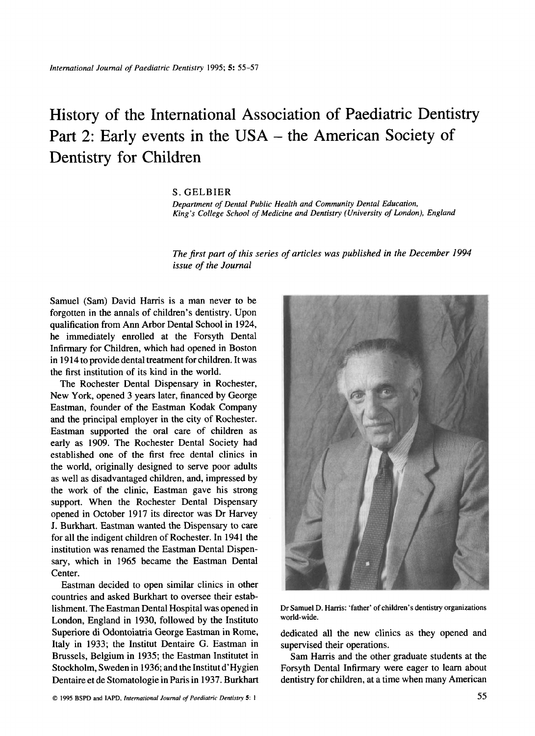# History of the International Association of Paediatric Dentistry Part 2: Early events in the USA – the American Society of Dentistry for Children

S. GELBIER

*Department of Dental Public Health and Community Dental Education, King's College School of Medicine and Dentistry (University of London), England*

*The first part of this series of articles was published in the December 1994 issue of the Journal*

Samuel (Sam) David Harris is a man never to be forgotten in the annals of children's dentistry. Upon qualification from Ann Arbor Dental School in 1924, he immediately enrolled at the Forsyth Dental Infirmary for Children, which had opened in Boston in 1914 to provide dental treatment for children. It was the first institution of its kind in the world.

The Rochester Dental Dispensary in Rochester, New York, opened 3 years later, financed by George Eastman, founder of the Eastman Kodak Company and the principal employer in the city of Rochester. Eastman supported the oral care of children as early as 1909. The Rochester Dental Society had established one of the first free dental clinics in the world, originally designed to serve poor adults as well as disadvantaged children, and, impressed by the work of the clinic, Eastman gave his strong support. When the Rochester Dental Dispensary opened in October 1917 its director was Dr Harvey J. Burkhart. Eastman wanted the Dispensary to care for all the indigent children of Rochester. In 1941 the institution was renamed the Eastman Dental Dispensary, which in 1965 became the Eastman Dental Center.

Eastman decided to open similar clinics in other countries and asked Burkhart to oversee their establishment. The Eastman Dental Hospital was opened in London, England in 1930, followed by the Instituto Superiore di Odontoiatria George Eastman in Rome, Italy in 1933; the Institut Dentaire G. Eastman in Brussels, Belgium in 1935; the Eastman Institutet in Stockholm, Sweden in 1936; and the Institut d'Hygien Dentaire et de Stomatologie in Paris in 1937. Burkhart dedicated all the new clinics as they opened and supervised their operations.

Dr Samuel D. Harris: 'father' of children's dentistry organizations world-wide.

Sam Harris and the other graduate students at the Forsyth Dental Infirmary were eager to learn about dentistry for children, at a time when many American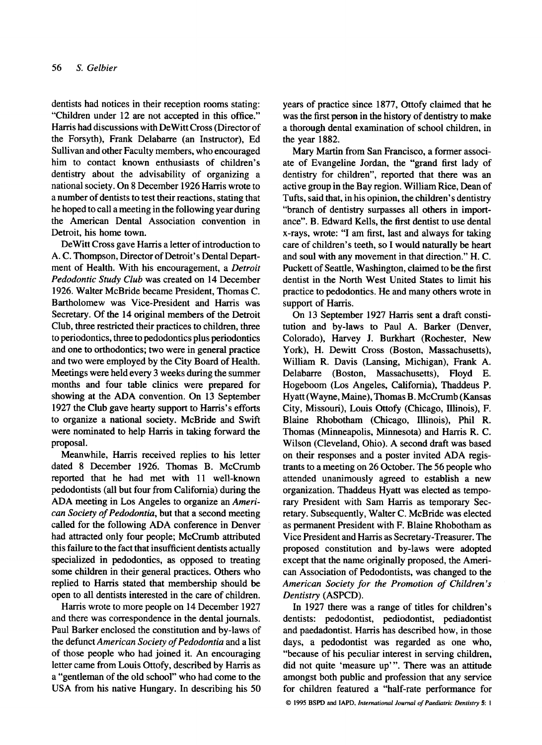dentists had notices in their reception rooms stating: "Children under 12 are not accepted in this office." Harris had discussions with DeWitt Cross (Director of the Forsyth), Frank Delabarre (an Instructor), Ed Sullivan and other Faculty members, who encouraged him to contact known enthusiasts of children's dentistry about the advisability of organizing a national society. On 8 December 1926 Harris wrote to a number of dentists to test their reactions, stating that he hoped to call a meeting in the following year during the American Dental Association convention in Detroit, his home town.

DeWitt Cross gave Harris a letter of introduction to A. C. Thompson, Director of Detroit's Dental Department of Health. With his encouragement, a *Detroit Pedodontic Study Club* was created on 14 December 1926. Walter McBride became President, Thomas C. Bartholomew was Vice-President and Harris was Secretary. Of the 14 original members of the Detroit Club, three restricted their practices to children, three to periodontics, three to pedodontics plus periodontics and one to orthodontics; two were in general practice and two were employed by the City Board of Health. Meetings were held every 3 weeks during the summer months and four table clinics were prepared for showing at the ADA convention. On 13 September 1927 the Club gave hearty support to Harris's efforts to organize a national society. McBride and Swift were nominated to help Harris in taking forward the proposal.

Meanwhile, Harris received replies to his letter dated 8 December 1926. Thomas B. McCrumb reported that he had met with 11 well-known pedodontists (all but four from California) during the ADA meeting in Los Angeles to organize an *American Society of Pedodontia*, but that a second meeting called for the following ADA conference in Denver had attracted only four people; McCrumb attributed this failure to the fact that insufficient dentists actually specialized in pedodontics, as opposed to treating some children in their general practices. Others who replied to Harris stated that membership should be open to all dentists interested in the care of children.

Harris wrote to more people on 14 December 1927 and there was correspondence in the dental journals. Paul Barker enclosed the constitution and by-laws of the defunct *American Society of Pedodontia* and a list of those people who had joined it. An encouraging letter came from Louis Ottofy, described by Harris as a "gentleman of the old school" who had come to the USA from his native Hungary. In describing his 50 years of practice since 1877, Ottofy claimed that he was the first person in the history of dentistry to make a thorough dental examination of school children, in the year 1882.

Mary Martin from San Francisco, a former associate of Evangeline Jordan, the "grand first lady of dentistry for children", reported that there was an active group in the Bay region. William Rice, Dean of Tufts, said that, in his opinion, the children's dentistry "branch of dentistry surpasses all others in importance". B. Edward Kells, the first dentist to use dental x-rays, wrote: "I am first, last and always for taking care of children's teeth, so I would naturally be heart and soul with any movement in that direction." H. C. Puckett of Seattle, Washington, claimed to be the first dentist in the North West United States to limit his practice to pedodontics. He and many others wrote in support of Harris.

On 13 September 1927 Harris sent a draft constitution and by-laws to Paul A. Barker (Denver, Colorado), Harvey J. Burkhart (Rochester, New York), H. Dewitt Cross (Boston, Massachusetts), William R. Davis (Lansing, Michigan), Frank A. Delabarre (Boston, Massachusetts), Floyd E. Hogeboom (Los Angeles, California), Thaddeus P. Hyatt (Wayne, Maine), Thomas B. McCrumb (Kansas City, Missouri), Louis Ottofy (Chicago, Illinois), F. Blaine Rhobotham (Chicago, Illinois), Phil R. Thomas (Minneapolis, Minnesota) and Harris R. C. Wilson (Cleveland, Ohio). A second draft was based on their responses and a poster invited ADA registrants to a meeting on 26 October. The 56 people who attended unanimously agreed to establish a new organization. Thaddeus Hyatt was elected as temporary President with Sam Harris as temporary Secretary. Subsequently, Walter C. McBride was elected as permanent President with F. Blaine Rhobotham as Vice President and Harris as Secretary-Treasurer. The proposed constitution and by-laws were adopted except that the name originally proposed, the American Association of Pedodontists, was changed to the *American Society for the Promotion of Children's Dentistry* (ASPCD).

In 1927 there was a range of titles for children's dentists: pedodontist, pediodontist, pediadontist and paedadontist. Harris has described how, in those days, a pedodontist was regarded as one who, "because of his peculiar interest in serving children, did not quite 'measure up'". There was an attitude amongst both public and profession that any service for children featured a "half-rate performance for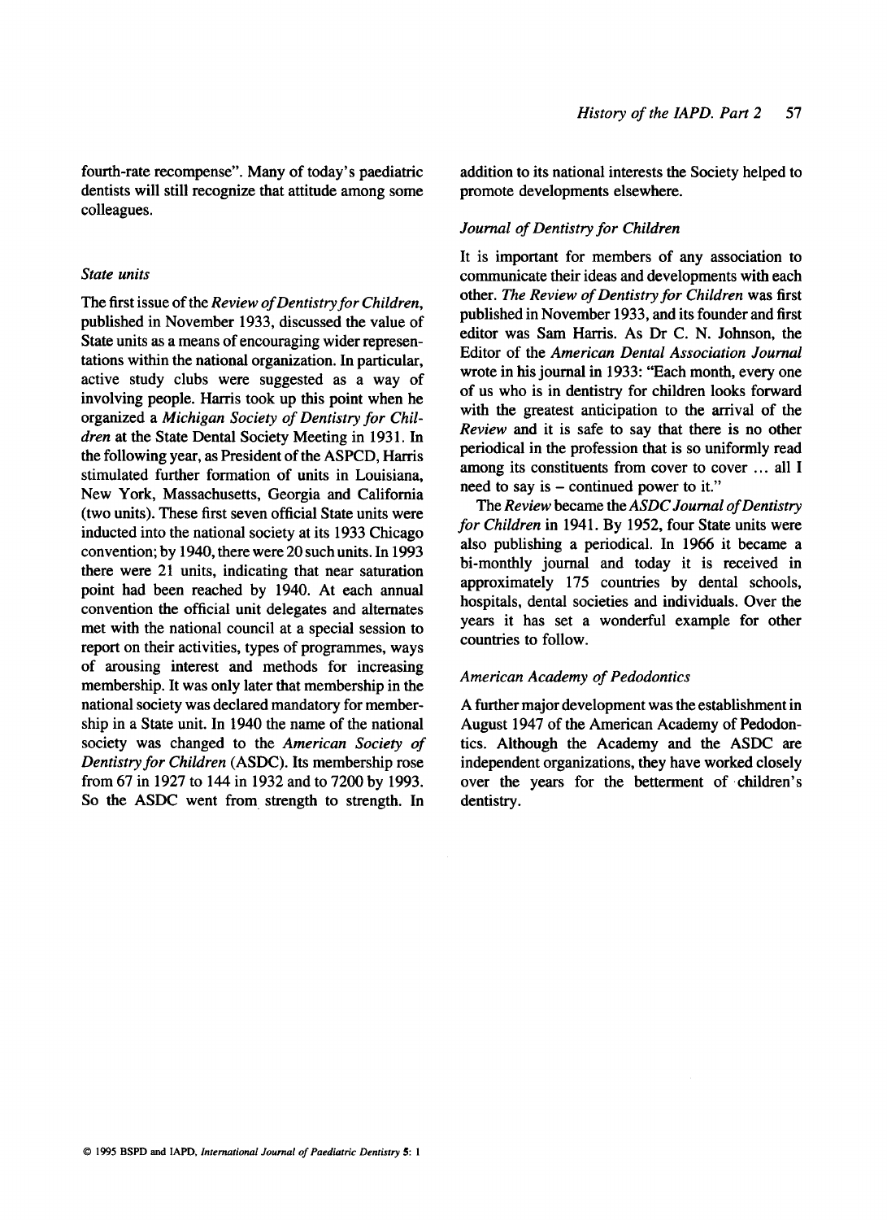fourth-rate recompense". Many of today's paediatric dentists will still recognize that attitude among some colleagues.

### *State units*

The first issue of the *Review of Dentistry for Children*, published in November 1933, discussed the value of State units as a means of encouraging wider representations within the national organization. In particular, active study clubs were suggested as a way of involving people. Harris took up this point when he organized a *Michigan Society of Dentistry for Children* at the State Dental Society Meeting in 1931. In the following year, as President of the ASPCD, Harris stimulated further formation of units in Louisiana, New York, Massachusetts, Georgia and California (two units). These first seven official State units were inducted into the national society at its 1933 Chicago convention; by 1940, there were 20 such units. In 1993 there were 21 units, indicating that near saturation point had been reached by 1940. At each annual convention the official unit delegates and alternates met with the national council at a special session to report on their activities, types of programmes, ways of arousing interest and methods for increasing membership. It was only later that membership in the national society was declared mandatory for membership in a State unit. In 1940 the name of the national society was changed to the *American Society of Dentistry for Children* (ASDC). Its membership rose from 67 in 1927 to 144 in 1932 and to 7200 by 1993. So the ASDC went from strength to strength. In addition to its national interests the Society helped to promote developments elsewhere.

### *Journal of Dentistry for Children*

It is important for members of any association to communicate their ideas and developments with each other. *The Review of Dentistry for Children* was first published in November 1933, and its founder and first editor was Sam Harris. As Dr C. N. Johnson, the Editor of the *American Dental Association Journal* wrote in his journal in 1933: "Each month, every one of us who is in dentistry for children looks forward with the greatest anticipation to the arrival of the *Review* and it is safe to say that there is no other periodical in the profession that is so uniformly read among its constituents from cover to cover ... all I need to say is – continued power to it."

The *Review* became the *ASDC Journal of Dentistry for Children* in 1941. By 1952, four State units were also publishing a periodical. In 1966 it became a bi-monthly journal and today it is received in approximately 175 countries by dental schools, hospitals, dental societies and individuals. Over the years it has set a wonderful example for other countries to follow.

### *American Academy of Pedodontics*

A further major development was the establishment in August 1947 of the American Academy of Pedodontics. Although the Academy and the ASDC are independent organizations, they have worked closely over the years for the betterment of children's dentistry.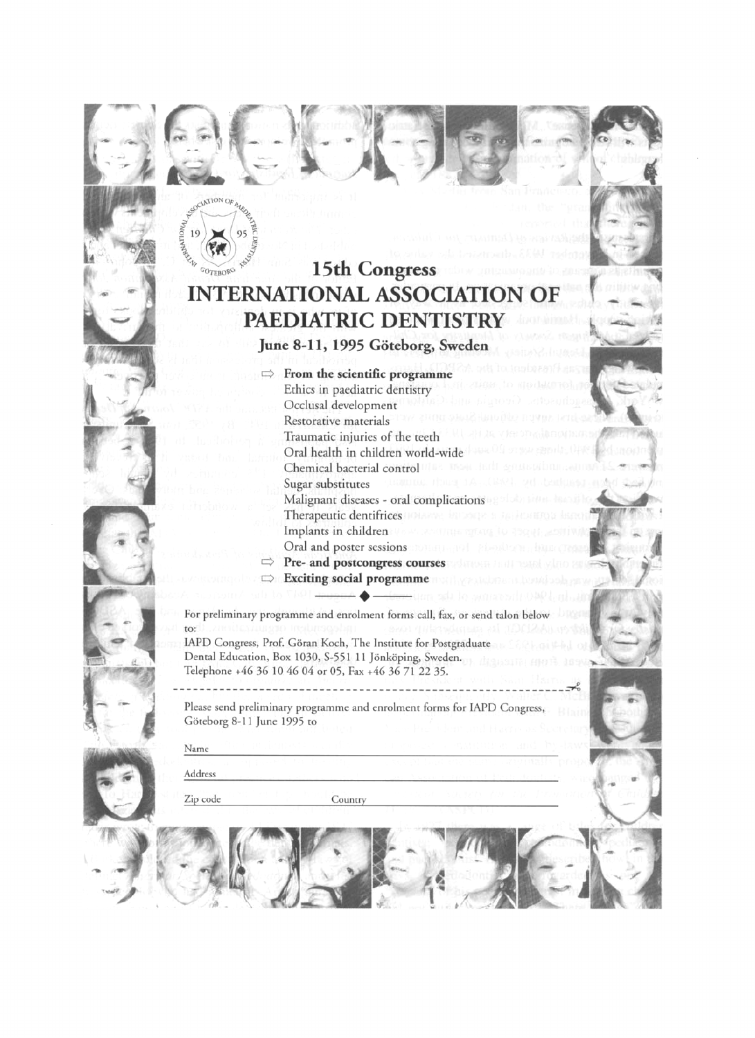# 15th Congress

# INTERNATIONAL ASSOCIATION OF PAEDIATRIC DENTISTRY

## June 8-11, 1995 Göteborg, Sweden

⇨ **From the scientific programme**

- Ethics in paediatric dentistry
- Occlusal development
- Restorative materials
- Traumatic injuries of the teeth
- Oral health in children world-wide
- Chemical bacterial control
- Sugar substitutes
- Malignant diseases - oral complications
- Therapeutic dentifrices
- Implants in children
- Oral and poster sessions

⇨ **Pre- and postcongress courses**

⇨ **Exciting social programme**

◆

For preliminary programme and enrolment forms call, fax, or send talon below to:

IAPD Congress, Prof. Göran Koch, The Institute for Postgraduate Dental Education, Box 1030, S-551 11 Jönköping, Sweden.
Telephone +46 36 10 46 04 or 05, Fax +46 36 71 22 35.

---

Please send preliminary programme and enrolment forms for IAPD Congress, Göteborg 8-11 June 1995 to

Name ______________________________

Address ______________________________

Zip code ______________ Country ______________